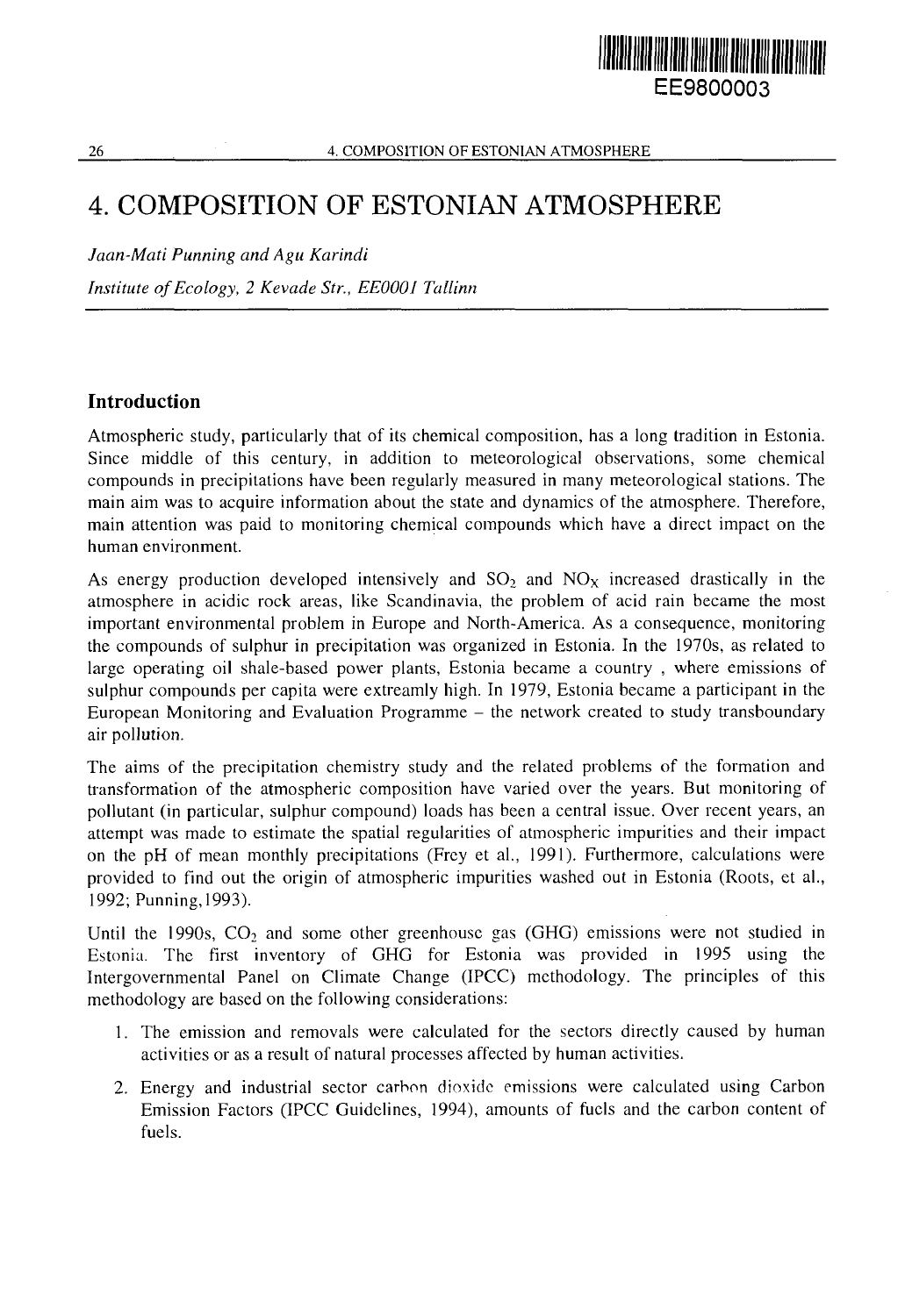EE9800003

# 4. COMPOSITION OF ESTONIAN ATMOSPHERE

*Jaan-Mati Punning and Agu Karindi*

*Institute of Ecology, 2 Kevade Str., EE0001 Tallinn*

## Introduction

Atmospheric study, particularly that of its chemical composition, has a long tradition in Estonia. Since middle of this century, in addition to meteorological observations, some chemical compounds in precipitations have been regularly measured in many meteorological stations. The main aim was to acquire information about the state and dynamics of the atmosphere. Therefore, main attention was paid to monitoring chemical compounds which have a direct impact on the human environment.

As energy production developed intensively and $SO_2$ and $NO_X$ increased drastically in the atmosphere in acidic rock areas, like Scandinavia, the problem of acid rain became the most important environmental problem in Europe and North-America. As a consequence, monitoring the compounds of sulphur in precipitation was organized in Estonia. In the 1970s, as related to large operating oil shale-based power plants, Estonia became a country , where emissions of sulphur compounds per capita were extreamly high. In 1979, Estonia became a participant in the European Monitoring and Evaluation Programme – the network created to study transboundary air pollution.

The aims of the precipitation chemistry study and the related problems of the formation and transformation of the atmospheric composition have varied over the years. But monitoring of pollutant (in particular, sulphur compound) loads has been a central issue. Over recent years, an attempt was made to estimate the spatial regularities of atmospheric impurities and their impact on the pH of mean monthly precipitations (Frey et al., 1991). Furthermore, calculations were provided to find out the origin of atmospheric impurities washed out in Estonia (Roots, et al., 1992; Punning, 1993).

Until the 1990s, $CO_2$ and some other greenhouse gas (GHG) emissions were not studied in Estonia. The first inventory of GHG for Estonia was provided in 1995 using the Intergovernmental Panel on Climate Change (IPCC) methodology. The principles of this methodology are based on the following considerations:

1. The emission and removals were calculated for the sectors directly caused by human activities or as a result of natural processes affected by human activities.
2. Energy and industrial sector carbon dioxide emissions were calculated using Carbon Emission Factors (IPCC Guidelines, 1994), amounts of fuels and the carbon content of fuels.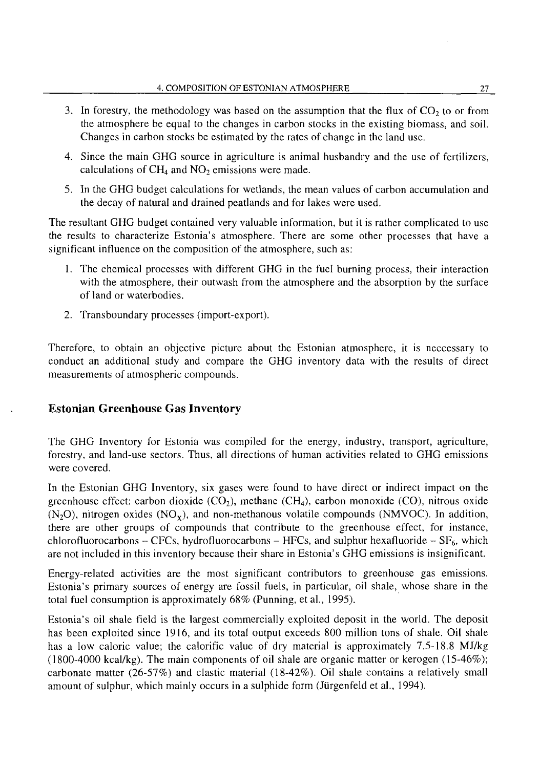3. In forestry, the methodology was based on the assumption that the flux of $CO_2$ to or from the atmosphere be equal to the changes in carbon stocks in the existing biomass, and soil. Changes in carbon stocks be estimated by the rates of change in the land use.
4. Since the main GHG source in agriculture is animal husbandry and the use of fertilizers, calculations of $CH_4$ and $NO_2$ emissions were made.
5. In the GHG budget calculations for wetlands, the mean values of carbon accumulation and the decay of natural and drained peatlands and for lakes were used.

The resultant GHG budget contained very valuable information, but it is rather complicated to use the results to characterize Estonia's atmosphere. There are some other processes that have a significant influence on the composition of the atmosphere, such as:

1. The chemical processes with different GHG in the fuel burning process, their interaction with the atmosphere, their outwash from the atmosphere and the absorption by the surface of land or waterbodies.
2. Transboundary processes (import-export).

Therefore, to obtain an objective picture about the Estonian atmosphere, it is neccessary to conduct an additional study and compare the GHG inventory data with the results of direct measurements of atmospheric compounds.

## Estonian Greenhouse Gas Inventory

The GHG Inventory for Estonia was compiled for the energy, industry, transport, agriculture, forestry, and land-use sectors. Thus, all directions of human activities related to GHG emissions were covered.

In the Estonian GHG Inventory, six gases were found to have direct or indirect impact on the greenhouse effect: carbon dioxide ($CO_2$), methane ($CH_4$), carbon monoxide (CO), nitrous oxide ($N_2O$), nitrogen oxides ($NO_X$), and non-methanous volatile compounds (NMVOC). In addition, there are other groups of compounds that contribute to the greenhouse effect, for instance, chlorofluorocarbons – CFCs, hydrofluorocarbons – HFCs, and sulphur hexafluoride – $SF_6$, which are not included in this inventory because their share in Estonia's GHG emissions is insignificant.

Energy-related activities are the most significant contributors to greenhouse gas emissions. Estonia's primary sources of energy are fossil fuels, in particular, oil shale, whose share in the total fuel consumption is approximately 68% (Punning, et al., 1995).

Estonia's oil shale field is the largest commercially exploited deposit in the world. The deposit has been exploited since 1916, and its total output exceeds 800 million tons of shale. Oil shale has a low caloric value; the calorific value of dry material is approximately 7.5-18.8 MJ/kg (1800-4000 kcal/kg). The main components of oil shale are organic matter or kerogen (15-46%); carbonate matter (26-57%) and clastic material (18-42%). Oil shale contains a relatively small amount of sulphur, which mainly occurs in a sulphide form (Jürgenfeld et al., 1994).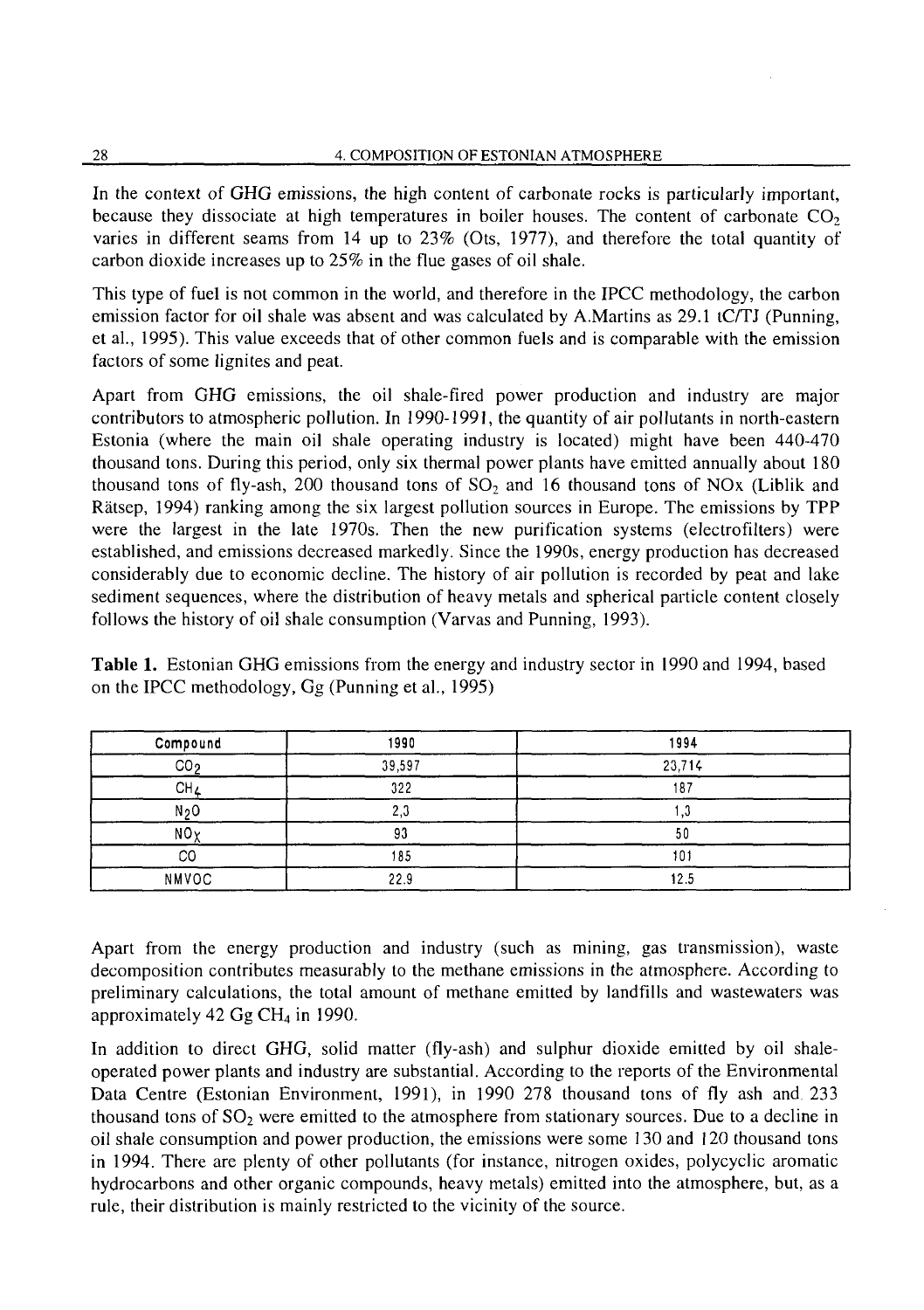In the context of GHG emissions, the high content of carbonate rocks is particularly important, because they dissociate at high temperatures in boiler houses. The content of carbonate $CO_2$ varies in different seams from 14 up to 23% (Ots, 1977), and therefore the total quantity of carbon dioxide increases up to 25% in the flue gases of oil shale.

This type of fuel is not common in the world, and therefore in the IPCC methodology, the carbon emission factor for oil shale was absent and was calculated by A.Martins as 29.1 tC/TJ (Punning, et al., 1995). This value exceeds that of other common fuels and is comparable with the emission factors of some lignites and peat.

Apart from GHG emissions, the oil shale-fired power production and industry are major contributors to atmospheric pollution. In 1990-1991, the quantity of air pollutants in north-eastern Estonia (where the main oil shale operating industry is located) might have been 440-470 thousand tons. During this period, only six thermal power plants have emitted annually about 180 thousand tons of fly-ash, 200 thousand tons of $SO_2$ and 16 thousand tons of NOx (Liblik and Rätsep, 1994) ranking among the six largest pollution sources in Europe. The emissions by TPP were the largest in the late 1970s. Then the new purification systems (electrofilters) were established, and emissions decreased markedly. Since the 1990s, energy production has decreased considerably due to economic decline. The history of air pollution is recorded by peat and lake sediment sequences, where the distribution of heavy metals and spherical particle content closely follows the history of oil shale consumption (Varvas and Punning, 1993).

**Table 1.** Estonian GHG emissions from the energy and industry sector in 1990 and 1994, based on the IPCC methodology, Gg (Punning et al., 1995)

| Compound | 1990 | 1994 |
|---|---|---|
| $CO_2$ | 39,597 | 23,714 |
| $CH_4$ | 322 | 187 |
| $N_2O$ | 2,3 | 1,3 |
| $NO_X$ | 93 | 50 |
| CO | 185 | 101 |
| NMVOC | 22.9 | 12.5 |

Apart from the energy production and industry (such as mining, gas transmission), waste decomposition contributes measurably to the methane emissions in the atmosphere. According to preliminary calculations, the total amount of methane emitted by landfills and wastewaters was approximately 42 Gg $CH_4$ in 1990.

In addition to direct GHG, solid matter (fly-ash) and sulphur dioxide emitted by oil shale-operated power plants and industry are substantial. According to the reports of the Environmental Data Centre (Estonian Environment, 1991), in 1990 278 thousand tons of fly ash and 233 thousand tons of $SO_2$ were emitted to the atmosphere from stationary sources. Due to a decline in oil shale consumption and power production, the emissions were some 130 and 120 thousand tons in 1994. There are plenty of other pollutants (for instance, nitrogen oxides, polycyclic aromatic hydrocarbons and other organic compounds, heavy metals) emitted into the atmosphere, but, as a rule, their distribution is mainly restricted to the vicinity of the source.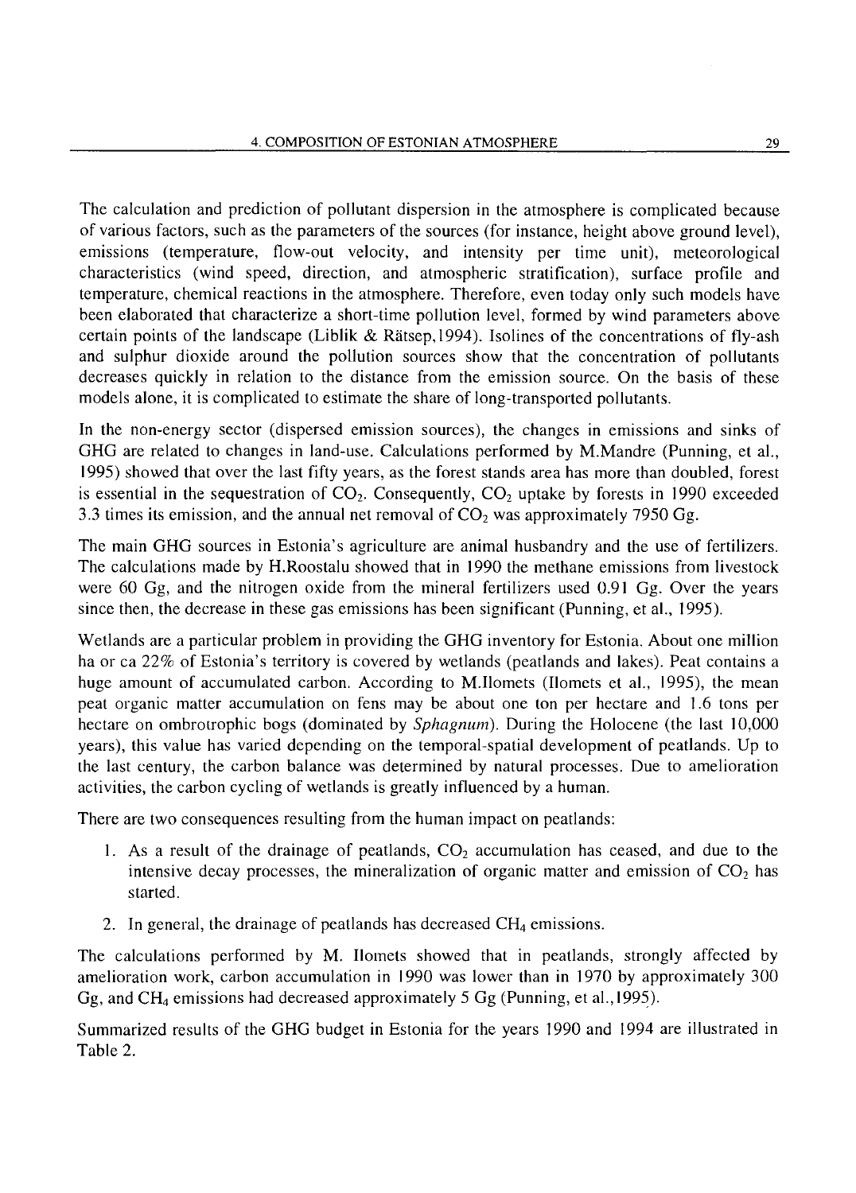The calculation and prediction of pollutant dispersion in the atmosphere is complicated because of various factors, such as the parameters of the sources (for instance, height above ground level), emissions (temperature, flow-out velocity, and intensity per time unit), meteorological characteristics (wind speed, direction, and atmospheric stratification), surface profile and temperature, chemical reactions in the atmosphere. Therefore, even today only such models have been elaborated that characterize a short-time pollution level, formed by wind parameters above certain points of the landscape (Liblik & Rätsep,1994). Isolines of the concentrations of fly-ash and sulphur dioxide around the pollution sources show that the concentration of pollutants decreases quickly in relation to the distance from the emission source. On the basis of these models alone, it is complicated to estimate the share of long-transported pollutants.

In the non-energy sector (dispersed emission sources), the changes in emissions and sinks of GHG are related to changes in land-use. Calculations performed by M.Mandre (Punning, et al., 1995) showed that over the last fifty years, as the forest stands area has more than doubled, forest is essential in the sequestration of $CO_2$. Consequently, $CO_2$ uptake by forests in 1990 exceeded 3.3 times its emission, and the annual net removal of $CO_2$ was approximately 7950 Gg.

The main GHG sources in Estonia's agriculture are animal husbandry and the use of fertilizers. The calculations made by H.Roostalu showed that in 1990 the methane emissions from livestock were 60 Gg, and the nitrogen oxide from the mineral fertilizers used 0.91 Gg. Over the years since then, the decrease in these gas emissions has been significant (Punning, et al., 1995).

Wetlands are a particular problem in providing the GHG inventory for Estonia. About one million ha or ca 22% of Estonia's territory is covered by wetlands (peatlands and lakes). Peat contains a huge amount of accumulated carbon. According to M.Ilomets (Ilomets et al., 1995), the mean peat organic matter accumulation on fens may be about one ton per hectare and 1.6 tons per hectare on ombrotrophic bogs (dominated by *Sphagnum*). During the Holocene (the last 10,000 years), this value has varied depending on the temporal-spatial development of peatlands. Up to the last century, the carbon balance was determined by natural processes. Due to amelioration activities, the carbon cycling of wetlands is greatly influenced by a human.

There are two consequences resulting from the human impact on peatlands:

1. As a result of the drainage of peatlands, $CO_2$ accumulation has ceased, and due to the intensive decay processes, the mineralization of organic matter and emission of $CO_2$ has started.
2. In general, the drainage of peatlands has decreased $CH_4$ emissions.

The calculations performed by M. Ilomets showed that in peatlands, strongly affected by amelioration work, carbon accumulation in 1990 was lower than in 1970 by approximately 300 Gg, and $CH_4$ emissions had decreased approximately 5 Gg (Punning, et al.,1995).

Summarized results of the GHG budget in Estonia for the years 1990 and 1994 are illustrated in Table 2.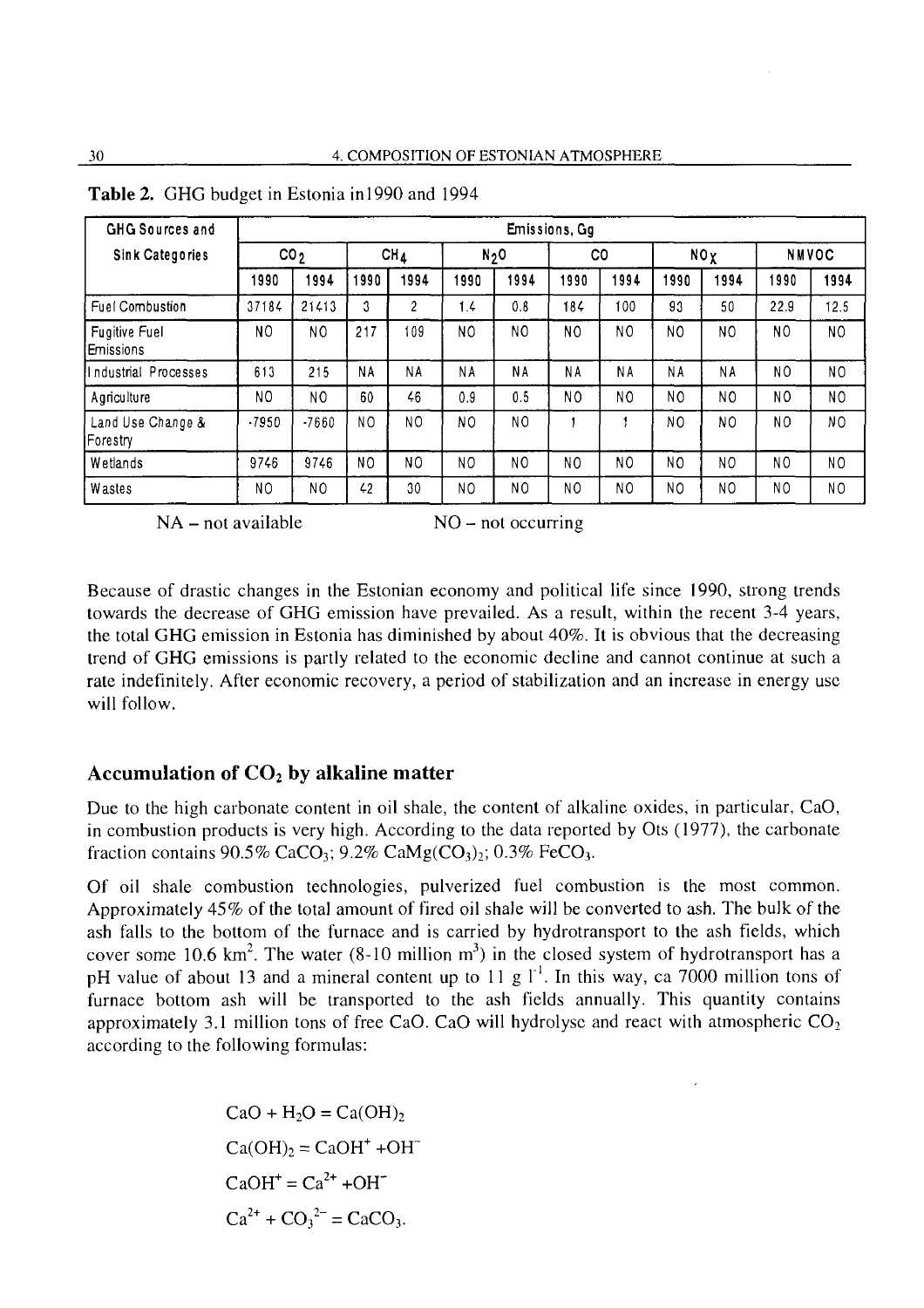**Table 2.** GHG budget in Estonia in1990 and 1994

| GHG Sources and Sink Categories | Emissions, Gg | | | | | | | | | | | |
|---|---|---|---|---|---|---|---|---|---|---|---|---|
| | $CO_2$ | | $CH_4$ | | $N_2O$ | | CO | | $NO_X$ | | NMVOC | |
| | 1990 | 1994 | 1990 | 1994 | 1990 | 1994 | 1990 | 1994 | 1990 | 1994 | 1990 | 1994 |
| Fuel Combustion | 37184 | 21413 | 3 | 2 | 1.4 | 0.8 | 184 | 100 | 93 | 50 | 22.9 | 12.5 |
| Fugitive Fuel Emissions | NO | NO | 217 | 109 | NO | NO | NO | NO | NO | NO | NO | NO |
| Industrial Processes | 613 | 215 | NA | NA | NA | NA | NA | NA | NA | NA | NO | NO |
| Agriculture | NO | NO | 60 | 46 | 0.9 | 0.5 | NO | NO | NO | NO | NO | NO |
| Land Use Change & Forestry | -7950 | -7660 | NO | NO | NO | NO | 1 | 1 | NO | NO | NO | NO |
| Wetlands | 9746 | 9746 | NO | NO | NO | NO | NO | NO | NO | NO | NO | NO |
| Wastes | NO | NO | 42 | 30 | NO | NO | NO | NO | NO | NO | NO | NO |

NA – not available NO – not occurring

Because of drastic changes in the Estonian economy and political life since 1990, strong trends towards the decrease of GHG emission have prevailed. As a result, within the recent 3-4 years, the total GHG emission in Estonia has diminished by about 40%. It is obvious that the decreasing trend of GHG emissions is partly related to the economic decline and cannot continue at such a rate indefinitely. After economic recovery, a period of stabilization and an increase in energy use will follow.

## Accumulation of $CO_2$ by alkaline matter

Due to the high carbonate content in oil shale, the content of alkaline oxides, in particular, CaO, in combustion products is very high. According to the data reported by Ots (1977), the carbonate fraction contains 90.5% $CaCO_3$; 9.2% $CaMg(CO_3)_2$; 0.3% $FeCO_3$.

Of oil shale combustion technologies, pulverized fuel combustion is the most common. Approximately 45% of the total amount of fired oil shale will be converted to ash. The bulk of the ash falls to the bottom of the furnace and is carried by hydrotransport to the ash fields, which cover some 10.6 km$^2$. The water (8-10 million m$^3$) in the closed system of hydrotransport has a pH value of about 13 and a mineral content up to 11 g l$^{-1}$. In this way, ca 7000 million tons of furnace bottom ash will be transported to the ash fields annually. This quantity contains approximately 3.1 million tons of free CaO. CaO will hydrolyse and react with atmospheric $CO_2$ according to the following formulas:

$$CaO + H_2O = Ca(OH)_2$$

$$Ca(OH)_2 = CaOH^+ + OH^-$$

$$CaOH^+ = Ca^{2+} + OH^-$$

$$Ca^{2+} + CO_3^{2-} = CaCO_3.$$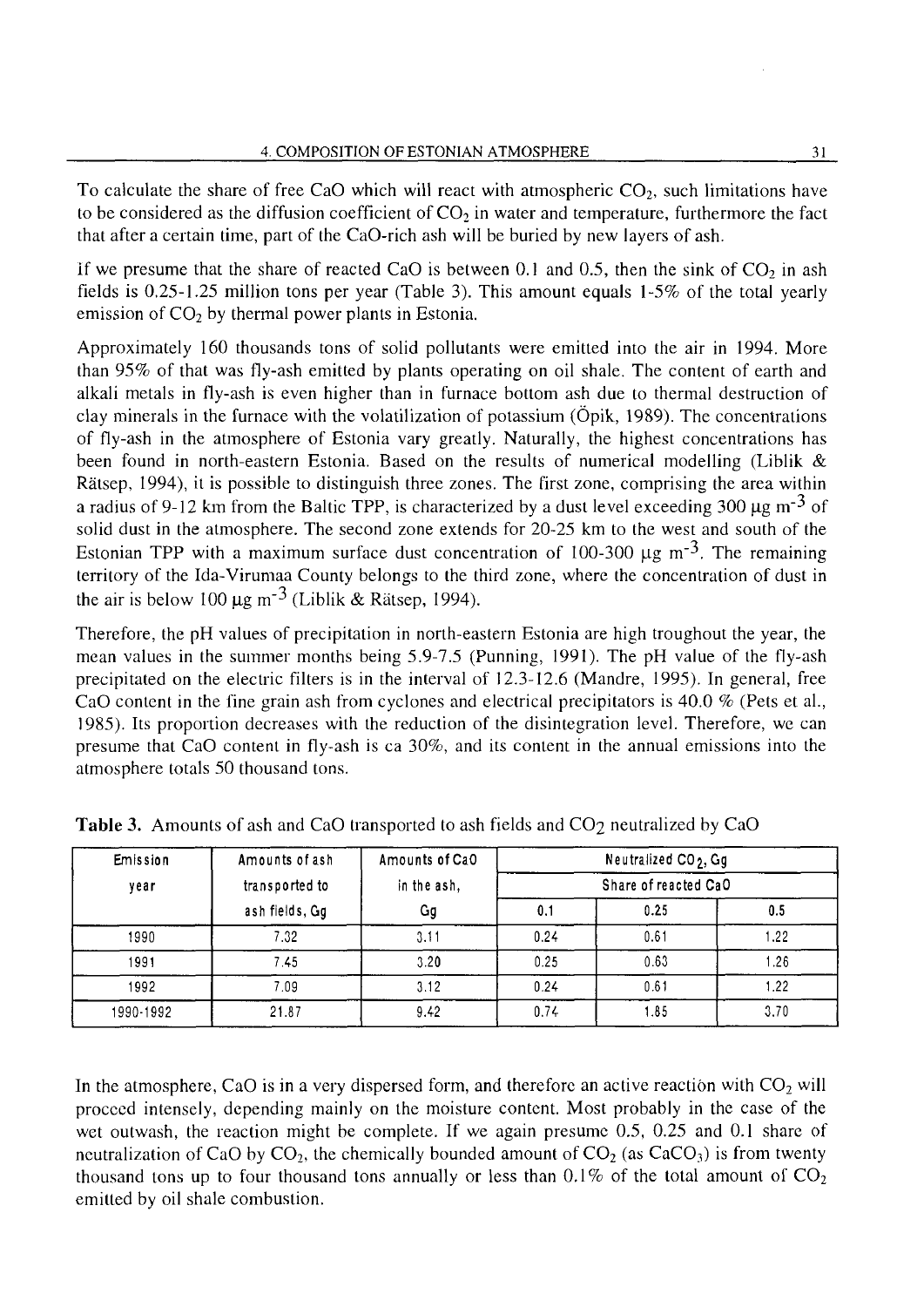To calculate the share of free CaO which will react with atmospheric $CO_2$, such limitations have to be considered as the diffusion coefficient of $CO_2$ in water and temperature, furthermore the fact that after a certain time, part of the CaO-rich ash will be buried by new layers of ash.

If we presume that the share of reacted CaO is between 0.1 and 0.5, then the sink of $CO_2$ in ash fields is 0.25-1.25 million tons per year (Table 3). This amount equals 1-5% of the total yearly emission of $CO_2$ by thermal power plants in Estonia.

Approximately 160 thousands tons of solid pollutants were emitted into the air in 1994. More than 95% of that was fly-ash emitted by plants operating on oil shale. The content of earth and alkali metals in fly-ash is even higher than in furnace bottom ash due to thermal destruction of clay minerals in the furnace with the volatilization of potassium (Öpik, 1989). The concentrations of fly-ash in the atmosphere of Estonia vary greatly. Naturally, the highest concentrations has been found in north-eastern Estonia. Based on the results of numerical modelling (Liblik & Rätsep, 1994), it is possible to distinguish three zones. The first zone, comprising the area within a radius of 9-12 km from the Baltic TPP, is characterized by a dust level exceeding 300 $\mu g\ m^{-3}$ of solid dust in the atmosphere. The second zone extends for 20-25 km to the west and south of the Estonian TPP with a maximum surface dust concentration of 100-300 $\mu g\ m^{-3}$. The remaining territory of the Ida-Virumaa County belongs to the third zone, where the concentration of dust in the air is below 100 $\mu g\ m^{-3}$ (Liblik & Rätsep, 1994).

Therefore, the pH values of precipitation in north-eastern Estonia are high troughout the year, the mean values in the summer months being 5.9-7.5 (Punning, 1991). The pH value of the fly-ash precipitated on the electric filters is in the interval of 12.3-12.6 (Mandre, 1995). In general, free CaO content in the fine grain ash from cyclones and electrical precipitators is 40.0 % (Pets et al., 1985). Its proportion decreases with the reduction of the disintegration level. Therefore, we can presume that CaO content in fly-ash is ca 30%, and its content in the annual emissions into the atmosphere totals 50 thousand tons.

**Table 3.** Amounts of ash and CaO transported to ash fields and $CO_2$ neutralized by CaO

| Emission year | Amounts of ash transported to ash fields, Gg | Amounts of CaO in the ash, Gg | Neutralized $CO_2$, Gg | | |
|---|---|---|---|---|---|
| | | | Share of reacted CaO | | |
| | | | 0.1 | 0.25 | 0.5 |
| 1990 | 7.32 | 3.11 | 0.24 | 0.61 | 1.22 |
| 1991 | 7.45 | 3.20 | 0.25 | 0.63 | 1.26 |
| 1992 | 7.09 | 3.12 | 0.24 | 0.61 | 1.22 |
| 1990-1992 | 21.87 | 9.42 | 0.74 | 1.85 | 3.70 |

In the atmosphere, CaO is in a very dispersed form, and therefore an active reaction with $CO_2$ will proceed intensely, depending mainly on the moisture content. Most probably in the case of the wet outwash, the reaction might be complete. If we again presume 0.5, 0.25 and 0.1 share of neutralization of CaO by $CO_2$, the chemically bounded amount of $CO_2$ (as $CaCO_3$) is from twenty thousand tons up to four thousand tons annually or less than 0.1% of the total amount of $CO_2$ emitted by oil shale combustion.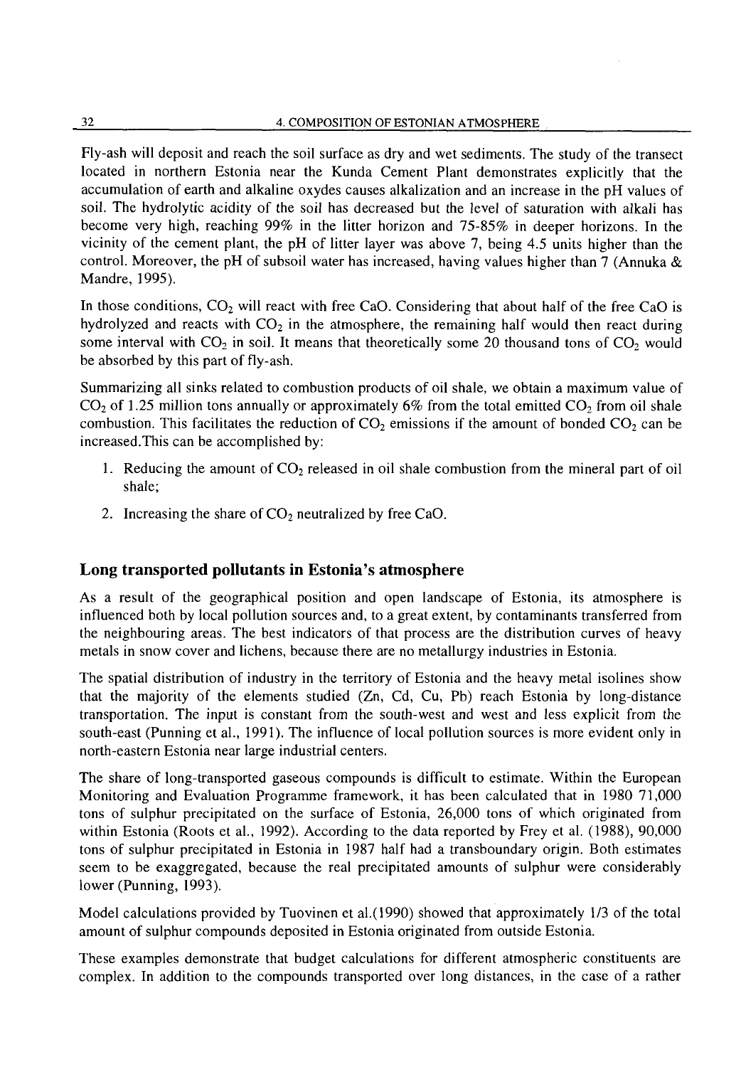Fly-ash will deposit and reach the soil surface as dry and wet sediments. The study of the transect located in northern Estonia near the Kunda Cement Plant demonstrates explicitly that the accumulation of earth and alkaline oxydes causes alkalization and an increase in the pH values of soil. The hydrolytic acidity of the soil has decreased but the level of saturation with alkali has become very high, reaching 99% in the litter horizon and 75-85% in deeper horizons. In the vicinity of the cement plant, the pH of litter layer was above 7, being 4.5 units higher than the control. Moreover, the pH of subsoil water has increased, having values higher than 7 (Annuka & Mandre, 1995).

In those conditions, $CO_2$ will react with free CaO. Considering that about half of the free CaO is hydrolyzed and reacts with $CO_2$ in the atmosphere, the remaining half would then react during some interval with $CO_2$ in soil. It means that theoretically some 20 thousand tons of $CO_2$ would be absorbed by this part of fly-ash.

Summarizing all sinks related to combustion products of oil shale, we obtain a maximum value of $CO_2$ of 1.25 million tons annually or approximately 6% from the total emitted $CO_2$ from oil shale combustion. This facilitates the reduction of $CO_2$ emissions if the amount of bonded $CO_2$ can be increased.This can be accomplished by:

1. Reducing the amount of $CO_2$ released in oil shale combustion from the mineral part of oil shale;
2. Increasing the share of $CO_2$ neutralized by free CaO.

## Long transported pollutants in Estonia's atmosphere

As a result of the geographical position and open landscape of Estonia, its atmosphere is influenced both by local pollution sources and, to a great extent, by contaminants transferred from the neighbouring areas. The best indicators of that process are the distribution curves of heavy metals in snow cover and lichens, because there are no metallurgy industries in Estonia.

The spatial distribution of industry in the territory of Estonia and the heavy metal isolines show that the majority of the elements studied (Zn, Cd, Cu, Pb) reach Estonia by long-distance transportation. The input is constant from the south-west and west and less explicit from the south-east (Punning et al., 1991). The influence of local pollution sources is more evident only in north-eastern Estonia near large industrial centers.

The share of long-transported gaseous compounds is difficult to estimate. Within the European Monitoring and Evaluation Programme framework, it has been calculated that in 1980 71,000 tons of sulphur precipitated on the surface of Estonia, 26,000 tons of which originated from within Estonia (Roots et al., 1992). According to the data reported by Frey et al. (1988), 90,000 tons of sulphur precipitated in Estonia in 1987 half had a transboundary origin. Both estimates seem to be exaggregated, because the real precipitated amounts of sulphur were considerably lower (Punning, 1993).

Model calculations provided by Tuovinen et al.(1990) showed that approximately 1/3 of the total amount of sulphur compounds deposited in Estonia originated from outside Estonia.

These examples demonstrate that budget calculations for different atmospheric constituents are complex. In addition to the compounds transported over long distances, in the case of a rather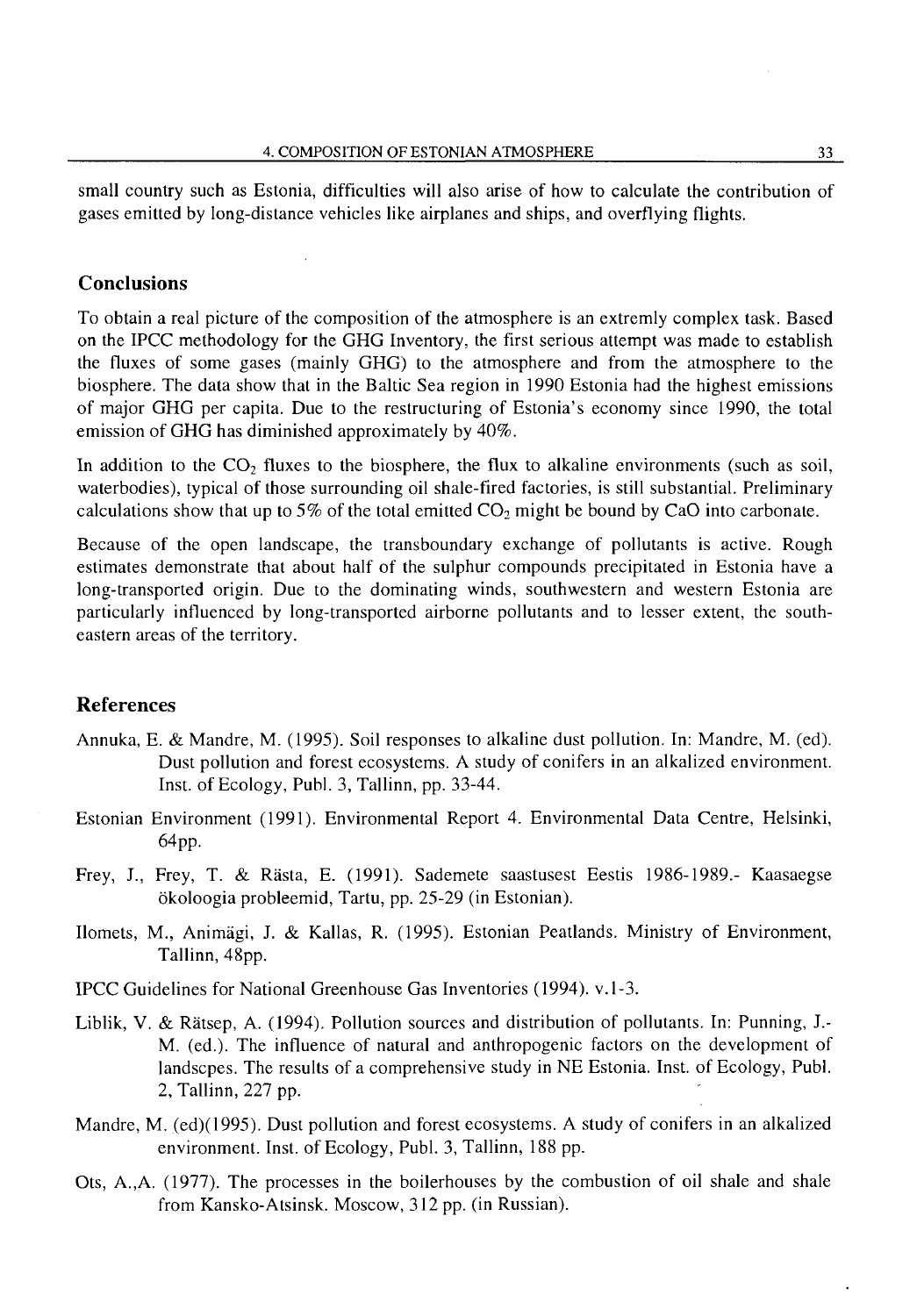small country such as Estonia, difficulties will also arise of how to calculate the contribution of gases emitted by long-distance vehicles like airplanes and ships, and overflying flights.

## Conclusions

To obtain a real picture of the composition of the atmosphere is an extremly complex task. Based on the IPCC methodology for the GHG Inventory, the first serious attempt was made to establish the fluxes of some gases (mainly GHG) to the atmosphere and from the atmosphere to the biosphere. The data show that in the Baltic Sea region in 1990 Estonia had the highest emissions of major GHG per capita. Due to the restructuring of Estonia's economy since 1990, the total emission of GHG has diminished approximately by 40%.

In addition to the $CO_2$ fluxes to the biosphere, the flux to alkaline environments (such as soil, waterbodies), typical of those surrounding oil shale-fired factories, is still substantial. Preliminary calculations show that up to 5% of the total emitted $CO_2$ might be bound by CaO into carbonate.

Because of the open landscape, the transboundary exchange of pollutants is active. Rough estimates demonstrate that about half of the sulphur compounds precipitated in Estonia have a long-transported origin. Due to the dominating winds, southwestern and western Estonia are particularly influenced by long-transported airborne pollutants and to lesser extent, the south-eastern areas of the territory.

## References

Annuka, E. & Mandre, M. (1995). Soil responses to alkaline dust pollution. In: Mandre, M. (ed). Dust pollution and forest ecosystems. A study of conifers in an alkalized environment. Inst. of Ecology, Publ. 3, Tallinn, pp. 33-44.

Estonian Environment (1991). Environmental Report 4. Environmental Data Centre, Helsinki, 64pp.

Frey, J., Frey, T. & Rästa, E. (1991). Sademete saastusest Eestis 1986-1989.- Kaasaegse ökoloogia probleemid, Tartu, pp. 25-29 (in Estonian).

Ilomets, M., Animägi, J. & Kallas, R. (1995). Estonian Peatlands. Ministry of Environment, Tallinn, 48pp.

IPCC Guidelines for National Greenhouse Gas Inventories (1994). v.1-3.

Liblik, V. & Rätsep, A. (1994). Pollution sources and distribution of pollutants. In: Punning, J.-M. (ed.). The influence of natural and anthropogenic factors on the development of landscpes. The results of a comprehensive study in NE Estonia. Inst. of Ecology, Publ. 2, Tallinn, 227 pp.

Mandre, M. (ed)(1995). Dust pollution and forest ecosystems. A study of conifers in an alkalized environment. Inst. of Ecology, Publ. 3, Tallinn, 188 pp.

Ots, A.,A. (1977). The processes in the boilerhouses by the combustion of oil shale and shale from Kansko-Atsinsk. Moscow, 312 pp. (in Russian).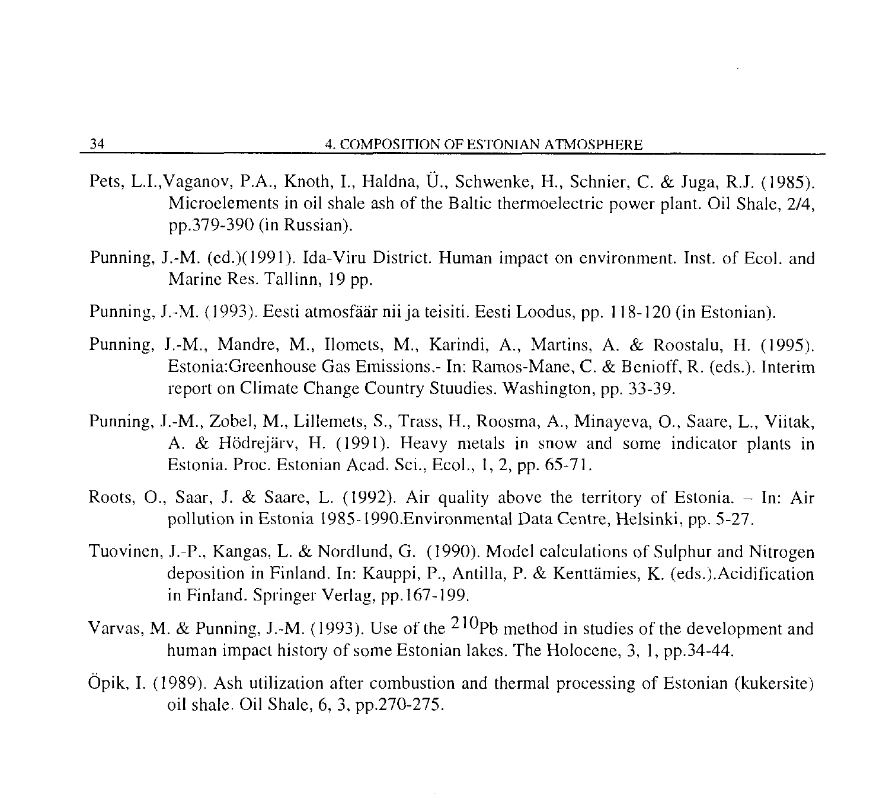Pets, L.I.,Vaganov, P.A., Knoth, I., Haldna, Ü., Schwenke, H., Schnier, C. & Juga, R.J. (1985). Microelements in oil shale ash of the Baltic thermoelectric power plant. Oil Shale, 2/4, pp.379-390 (in Russian).

Punning, J.-M. (ed.)(1991). Ida-Viru District. Human impact on environment. Inst. of Ecol. and Marine Res. Tallinn, 19 pp.

Punning, J.-M. (1993). Eesti atmosfäär nii ja teisiti. Eesti Loodus, pp. 118-120 (in Estonian).

Punning, J.-M., Mandre, M., Ilomets, M., Karindi, A., Martins, A. & Roostalu, H. (1995). Estonia:Greenhouse Gas Emissions.- In: Ramos-Mane, C. & Benioff, R. (eds.). Interim report on Climate Change Country Stuudies. Washington, pp. 33-39.

Punning, J.-M., Zobel, M., Lillemets, S., Trass, H., Roosma, A., Minayeva, O., Saare, L., Viitak, A. & Hödrejärv, H. (1991). Heavy metals in snow and some indicator plants in Estonia. Proc. Estonian Acad. Sci., Ecol., 1, 2, pp. 65-71.

Roots, O., Saar, J. & Saare, L. (1992). Air quality above the territory of Estonia. – In: Air pollution in Estonia 1985-1990.Environmental Data Centre, Helsinki, pp. 5-27.

Tuovinen, J.-P., Kangas, L. & Nordlund, G. (1990). Model calculations of Sulphur and Nitrogen deposition in Finland. In: Kauppi, P., Antilla, P. & Kenttämies, K. (eds.).Acidification in Finland. Springer Verlag, pp.167-199.

Varvas, M. & Punning, J.-M. (1993). Use of the $^{210}Pb$ method in studies of the development and human impact history of some Estonian lakes. The Holocene, 3, 1, pp.34-44.

Öpik, I. (1989). Ash utilization after combustion and thermal processing of Estonian (kukersite) oil shale. Oil Shale, 6, 3, pp.270-275.